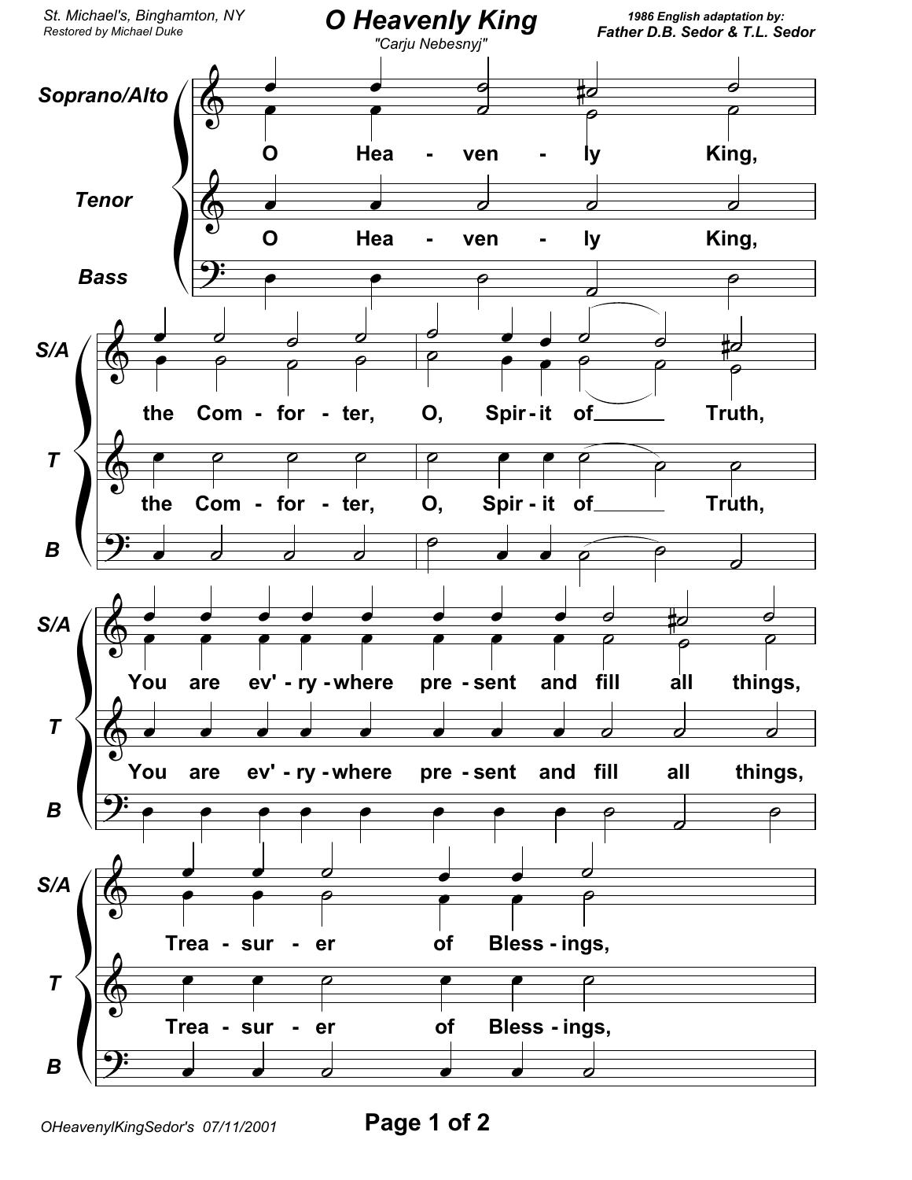St. Michael's, Binghamton, NY
Restored by Michael Duke

# O Heavenly King

"Carju Nebesnyj"

1986 English adaptation by:
**Father D.B. Sedor & T.L. Sedor**

Soprano/Alto

Tenor

Bass

O Hea - ven - ly King,

the Com - for - ter, O, Spir - it of Truth,

You are ev' - ry - where pre - sent and fill all things,

Trea - sur - er of Bless - ings,

OHeavenylKingSedor's 07/11/2001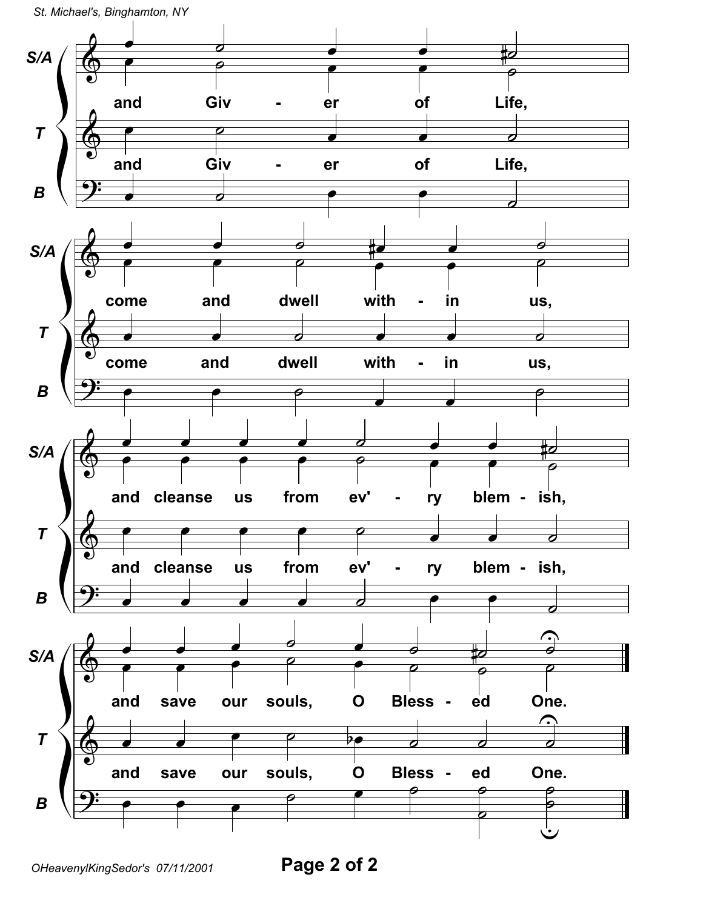and Giv - er of Life,

come and dwell with - in us,

and cleanse us from ev' - ry blem - ish,

and save our souls, O Bless - ed One.